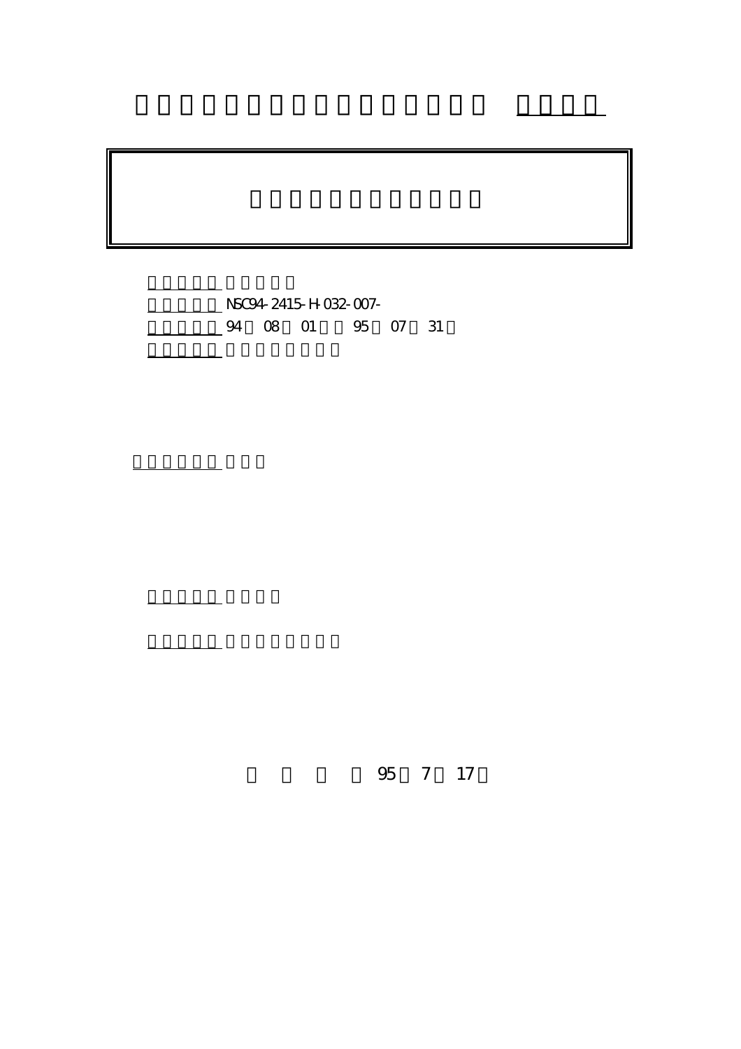NSC94-2415-H-032-007-

94 08 01 95 07 31

95 7 17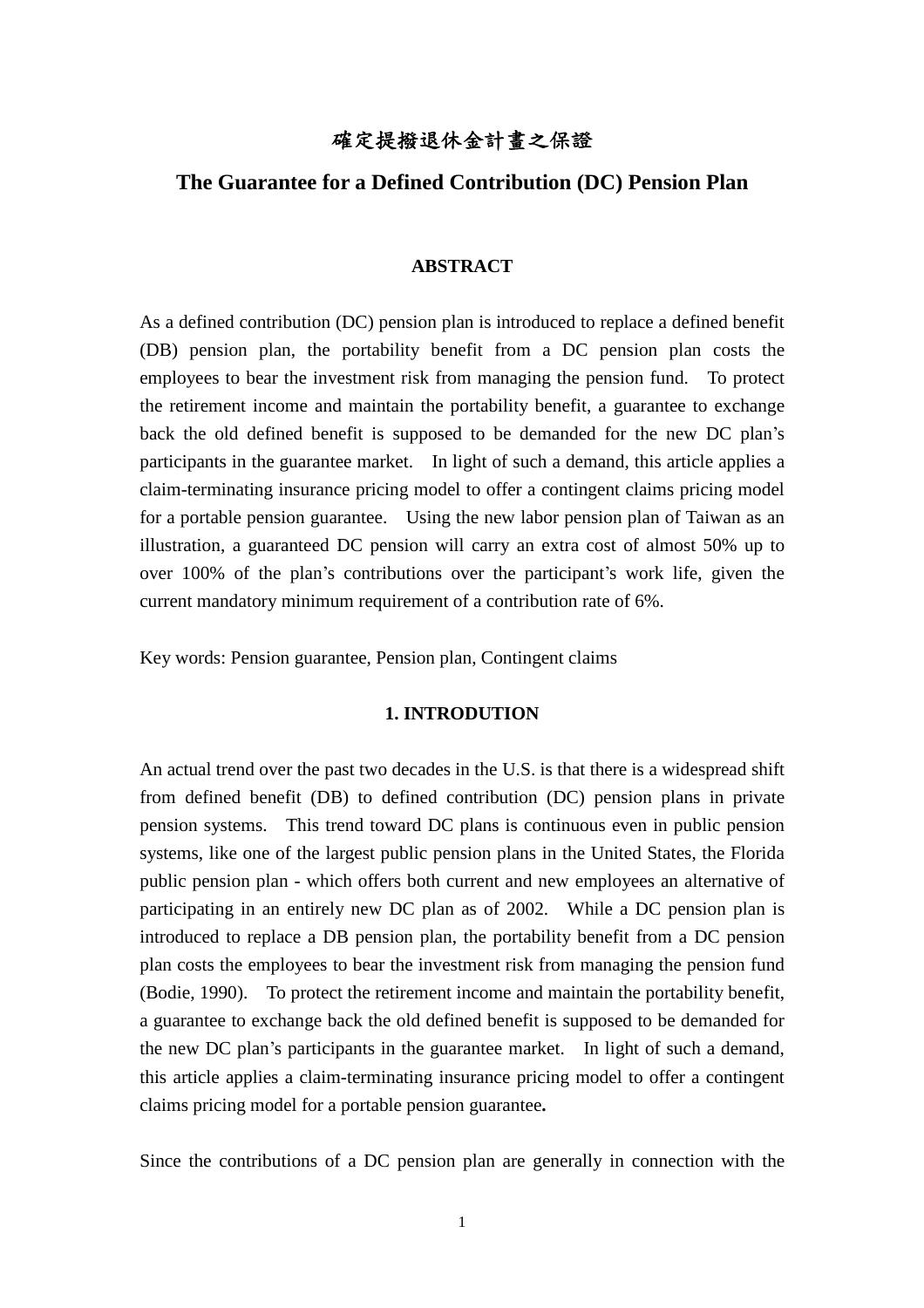# 確定提撥退休金計畫之保證

# The Guarantee for a Defined Contribution (DC) Pension Plan

## ABSTRACT

As a defined contribution (DC) pension plan is introduced to replace a defined benefit (DB) pension plan, the portability benefit from a DC pension plan costs the employees to bear the investment risk from managing the pension fund. To protect the retirement income and maintain the portability benefit, a guarantee to exchange back the old defined benefit is supposed to be demanded for the new DC plan's participants in the guarantee market. In light of such a demand, this article applies a claim-terminating insurance pricing model to offer a contingent claims pricing model for a portable pension guarantee. Using the new labor pension plan of Taiwan as an illustration, a guaranteed DC pension will carry an extra cost of almost 50% up to over 100% of the plan's contributions over the participant's work life, given the current mandatory minimum requirement of a contribution rate of 6%.

Key words: Pension guarantee, Pension plan, Contingent claims

## 1. INTRODUTION

An actual trend over the past two decades in the U.S. is that there is a widespread shift from defined benefit (DB) to defined contribution (DC) pension plans in private pension systems. This trend toward DC plans is continuous even in public pension systems, like one of the largest public pension plans in the United States, the Florida public pension plan - which offers both current and new employees an alternative of participating in an entirely new DC plan as of 2002. While a DC pension plan is introduced to replace a DB pension plan, the portability benefit from a DC pension plan costs the employees to bear the investment risk from managing the pension fund (Bodie, 1990). To protect the retirement income and maintain the portability benefit, a guarantee to exchange back the old defined benefit is supposed to be demanded for the new DC plan's participants in the guarantee market. In light of such a demand, this article applies a claim-terminating insurance pricing model to offer a contingent claims pricing model for a portable pension guarantee**.**

Since the contributions of a DC pension plan are generally in connection with the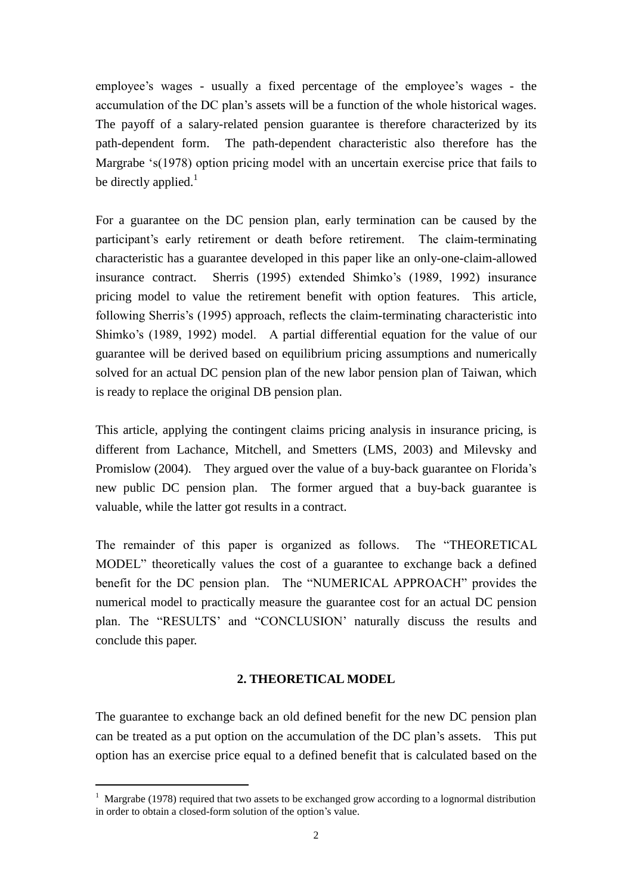employee's wages - usually a fixed percentage of the employee's wages - the accumulation of the DC plan's assets will be a function of the whole historical wages. The payoff of a salary-related pension guarantee is therefore characterized by its path-dependent form. The path-dependent characteristic also therefore has the Margrabe 's(1978) option pricing model with an uncertain exercise price that fails to be directly applied.[1]

For a guarantee on the DC pension plan, early termination can be caused by the participant's early retirement or death before retirement. The claim-terminating characteristic has a guarantee developed in this paper like an only-one-claim-allowed insurance contract. Sherris (1995) extended Shimko's (1989, 1992) insurance pricing model to value the retirement benefit with option features. This article, following Sherris's (1995) approach, reflects the claim-terminating characteristic into Shimko's (1989, 1992) model. A partial differential equation for the value of our guarantee will be derived based on equilibrium pricing assumptions and numerically solved for an actual DC pension plan of the new labor pension plan of Taiwan, which is ready to replace the original DB pension plan.

This article, applying the contingent claims pricing analysis in insurance pricing, is different from Lachance, Mitchell, and Smetters (LMS, 2003) and Milevsky and Promislow (2004). They argued over the value of a buy-back guarantee on Florida's new public DC pension plan. The former argued that a buy-back guarantee is valuable, while the latter got results in a contract.

The remainder of this paper is organized as follows. The "THEORETICAL MODEL" theoretically values the cost of a guarantee to exchange back a defined benefit for the DC pension plan. The "NUMERICAL APPROACH" provides the numerical model to practically measure the guarantee cost for an actual DC pension plan. The "RESULTS' and "CONCLUSION' naturally discuss the results and conclude this paper.

## 2. THEORETICAL MODEL

The guarantee to exchange back an old defined benefit for the new DC pension plan can be treated as a put option on the accumulation of the DC plan's assets. This put option has an exercise price equal to a defined benefit that is calculated based on the

---

[1] Margrabe (1978) required that two assets to be exchanged grow according to a lognormal distribution in order to obtain a closed-form solution of the option's value.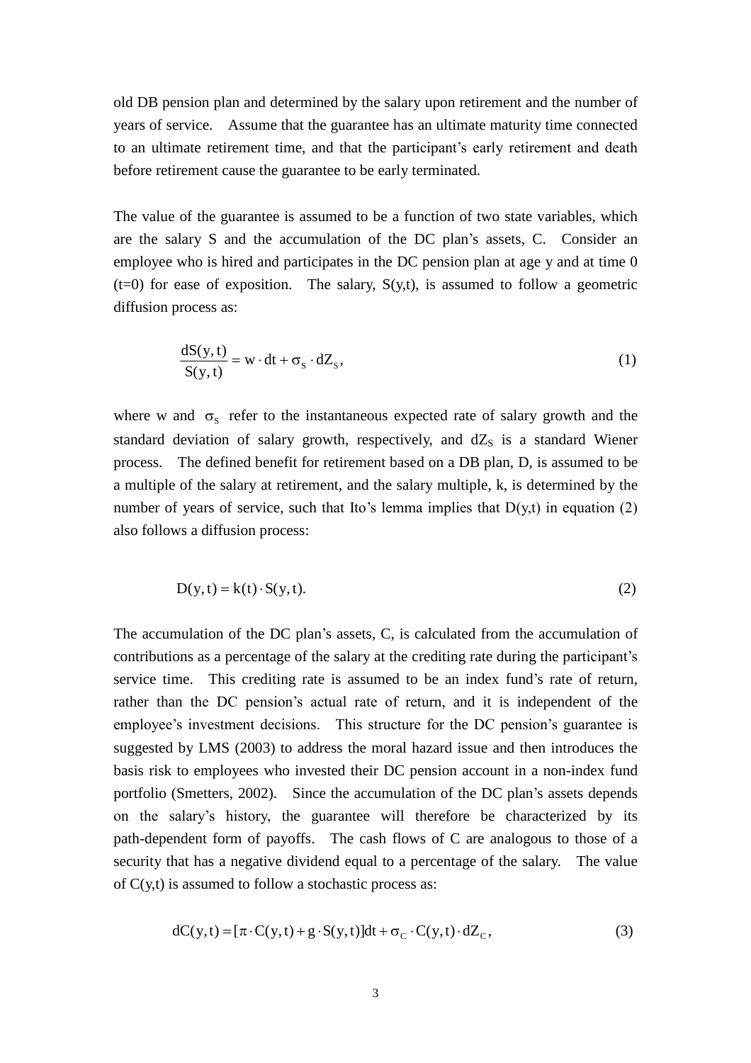old DB pension plan and determined by the salary upon retirement and the number of years of service. Assume that the guarantee has an ultimate maturity time connected to an ultimate retirement time, and that the participant's early retirement and death before retirement cause the guarantee to be early terminated.

The value of the guarantee is assumed to be a function of two state variables, which are the salary S and the accumulation of the DC plan's assets, C. Consider an employee who is hired and participates in the DC pension plan at age y and at time 0 (t=0) for ease of exposition. The salary, S(y,t), is assumed to follow a geometric diffusion process as:

$$\frac{dS(y,t)}{S(y,t)} = w \cdot dt + \sigma_S \cdot dZ_S, \tag{1}$$

where w and $\sigma_S$ refer to the instantaneous expected rate of salary growth and the standard deviation of salary growth, respectively, and $dZ_S$ is a standard Wiener process. The defined benefit for retirement based on a DB plan, D, is assumed to be a multiple of the salary at retirement, and the salary multiple, k, is determined by the number of years of service, such that Ito's lemma implies that D(y,t) in equation (2) also follows a diffusion process:

$$D(y,t) = k(t) \cdot S(y,t). \tag{2}$$

The accumulation of the DC plan's assets, C, is calculated from the accumulation of contributions as a percentage of the salary at the crediting rate during the participant's service time. This crediting rate is assumed to be an index fund's rate of return, rather than the DC pension's actual rate of return, and it is independent of the employee's investment decisions. This structure for the DC pension's guarantee is suggested by LMS (2003) to address the moral hazard issue and then introduces the basis risk to employees who invested their DC pension account in a non-index fund portfolio (Smetters, 2002). Since the accumulation of the DC plan's assets depends on the salary's history, the guarantee will therefore be characterized by its path-dependent form of payoffs. The cash flows of C are analogous to those of a security that has a negative dividend equal to a percentage of the salary. The value of C(y,t) is assumed to follow a stochastic process as:

$$dC(y,t) = [\pi \cdot C(y,t) + g \cdot S(y,t)]dt + \sigma_C \cdot C(y,t) \cdot dZ_C, \tag{3}$$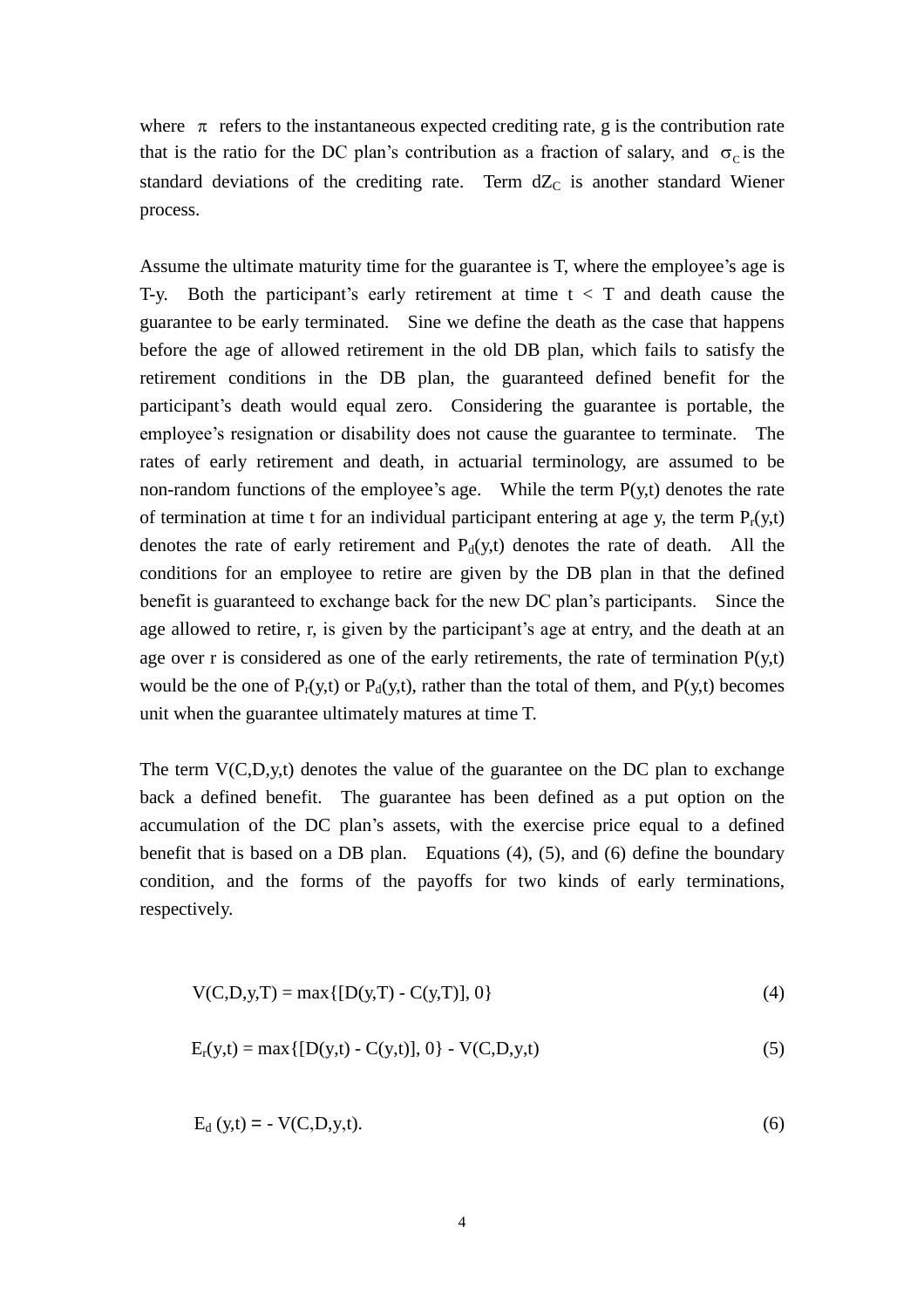where $\pi$ refers to the instantaneous expected crediting rate, g is the contribution rate that is the ratio for the DC plan's contribution as a fraction of salary, and $\sigma_C$ is the standard deviations of the crediting rate. Term $dZ_C$ is another standard Wiener process.

Assume the ultimate maturity time for the guarantee is T, where the employee's age is T-y. Both the participant's early retirement at time t < T and death cause the guarantee to be early terminated. Sine we define the death as the case that happens before the age of allowed retirement in the old DB plan, which fails to satisfy the retirement conditions in the DB plan, the guaranteed defined benefit for the participant's death would equal zero. Considering the guarantee is portable, the employee's resignation or disability does not cause the guarantee to terminate. The rates of early retirement and death, in actuarial terminology, are assumed to be non-random functions of the employee's age. While the term P(y,t) denotes the rate of termination at time t for an individual participant entering at age y, the term $P_r(y,t)$ denotes the rate of early retirement and $P_d(y,t)$ denotes the rate of death. All the conditions for an employee to retire are given by the DB plan in that the defined benefit is guaranteed to exchange back for the new DC plan's participants. Since the age allowed to retire, r, is given by the participant's age at entry, and the death at an age over r is considered as one of the early retirements, the rate of termination P(y,t) would be the one of $P_r(y,t)$ or $P_d(y,t)$, rather than the total of them, and P(y,t) becomes unit when the guarantee ultimately matures at time T.

The term V(C,D,y,t) denotes the value of the guarantee on the DC plan to exchange back a defined benefit. The guarantee has been defined as a put option on the accumulation of the DC plan's assets, with the exercise price equal to a defined benefit that is based on a DB plan. Equations (4), (5), and (6) define the boundary condition, and the forms of the payoffs for two kinds of early terminations, respectively.

$$V(C,D,y,T) = \max\{[D(y,T) - C(y,T)], 0\} \tag{4}$$

$$E_r(y,t) = \max\{[D(y,t) - C(y,t)], 0\} - V(C,D,y,t) \tag{5}$$

$$E_d(y,t) = - V(C,D,y,t). \tag{6}$$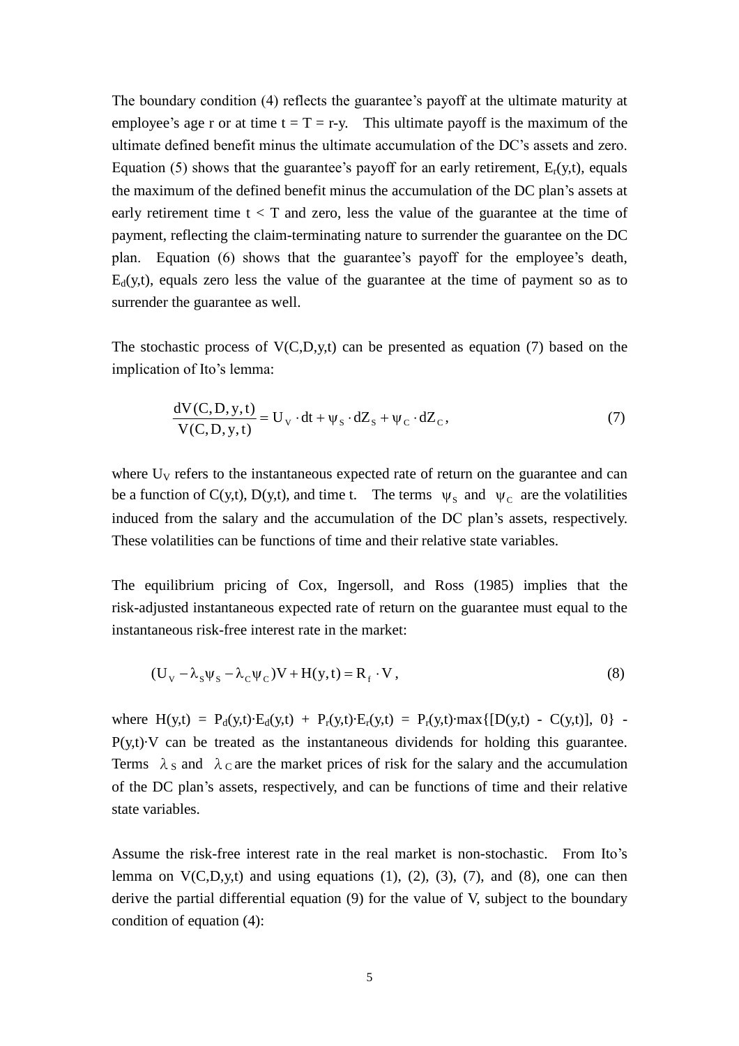The boundary condition (4) reflects the guarantee's payoff at the ultimate maturity at employee's age r or at time t = T = r-y. This ultimate payoff is the maximum of the ultimate defined benefit minus the ultimate accumulation of the DC's assets and zero. Equation (5) shows that the guarantee's payoff for an early retirement, $E_r(y,t)$, equals the maximum of the defined benefit minus the accumulation of the DC plan's assets at early retirement time t < T and zero, less the value of the guarantee at the time of payment, reflecting the claim-terminating nature to surrender the guarantee on the DC plan. Equation (6) shows that the guarantee's payoff for the employee's death, $E_d(y,t)$, equals zero less the value of the guarantee at the time of payment so as to surrender the guarantee as well.

The stochastic process of V(C,D,y,t) can be presented as equation (7) based on the implication of Ito's lemma:

$$\frac{dV(C,D,y,t)}{V(C,D,y,t)} = U_V \cdot dt + \psi_S \cdot dZ_S + \psi_C \cdot dZ_C, \tag{7}$$

where $U_V$ refers to the instantaneous expected rate of return on the guarantee and can be a function of C(y,t), D(y,t), and time t. The terms $\psi_S$ and $\psi_C$ are the volatilities induced from the salary and the accumulation of the DC plan's assets, respectively. These volatilities can be functions of time and their relative state variables.

The equilibrium pricing of Cox, Ingersoll, and Ross (1985) implies that the risk-adjusted instantaneous expected rate of return on the guarantee must equal to the instantaneous risk-free interest rate in the market:

$$(U_V - \lambda_S \psi_S - \lambda_C \psi_C)V + H(y,t) = R_f \cdot V, \tag{8}$$

where $H(y,t) = P_d(y,t) \cdot E_d(y,t) + P_r(y,t) \cdot E_r(y,t) = P_r(y,t) \cdot \max\{[D(y,t) - C(y,t)], 0\} - P(y,t) \cdot V$ can be treated as the instantaneous dividends for holding this guarantee. Terms $\lambda_S$ and $\lambda_C$ are the market prices of risk for the salary and the accumulation of the DC plan's assets, respectively, and can be functions of time and their relative state variables.

Assume the risk-free interest rate in the real market is non-stochastic. From Ito's lemma on V(C,D,y,t) and using equations (1), (2), (3), (7), and (8), one can then derive the partial differential equation (9) for the value of V, subject to the boundary condition of equation (4):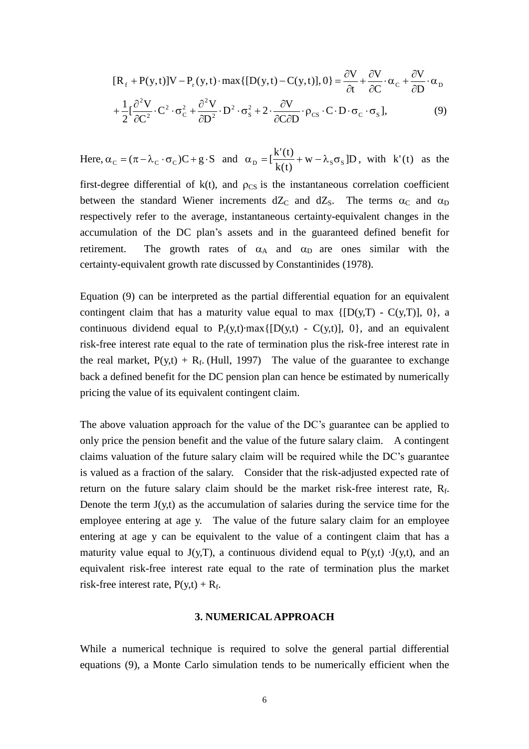$$[R_f + P(y,t)]V - P_r(y,t) \cdot \max\{[D(y,t) - C(y,t)], 0\} = \frac{\partial V}{\partial t} + \frac{\partial V}{\partial C} \cdot \alpha_C + \frac{\partial V}{\partial D} \cdot \alpha_D$$
$$+ \frac{1}{2}[\frac{\partial^2 V}{\partial C^2} \cdot C^2 \cdot \sigma_C^2 + \frac{\partial^2 V}{\partial D^2} \cdot D^2 \cdot \sigma_S^2 + 2 \cdot \frac{\partial V}{\partial C \partial D} \cdot \rho_{CS} \cdot C \cdot D \cdot \sigma_C \cdot \sigma_S], \tag{9}$$

Here, $\alpha_C = (\pi - \lambda_C \cdot \sigma_C)C + g \cdot S$ and $\alpha_D = [\frac{k'(t)}{k(t)} + w - \lambda_S \sigma_S]D$, with $k'(t)$ as the first-degree differential of k(t), and $\rho_{CS}$ is the instantaneous correlation coefficient between the standard Wiener increments $dZ_C$ and $dZ_S$. The terms $\alpha_C$ and $\alpha_D$ respectively refer to the average, instantaneous certainty-equivalent changes in the accumulation of the DC plan's assets and in the guaranteed defined benefit for retirement. The growth rates of $\alpha_A$ and $\alpha_D$ are ones similar with the certainty-equivalent growth rate discussed by Constantinides (1978).

Equation (9) can be interpreted as the partial differential equation for an equivalent contingent claim that has a maturity value equal to max {[D(y,T) - C(y,T)], 0}, a continuous dividend equal to $P_r(y,t) \cdot \max\{[D(y,t) - C(y,t)], 0\}$, and an equivalent risk-free interest rate equal to the rate of termination plus the risk-free interest rate in the real market, $P(y,t) + R_f$. (Hull, 1997) The value of the guarantee to exchange back a defined benefit for the DC pension plan can hence be estimated by numerically pricing the value of its equivalent contingent claim.

The above valuation approach for the value of the DC's guarantee can be applied to only price the pension benefit and the value of the future salary claim. A contingent claims valuation of the future salary claim will be required while the DC's guarantee is valued as a fraction of the salary. Consider that the risk-adjusted expected rate of return on the future salary claim should be the market risk-free interest rate, $R_f$. Denote the term J(y,t) as the accumulation of salaries during the service time for the employee entering at age y. The value of the future salary claim for an employee entering at age y can be equivalent to the value of a contingent claim that has a maturity value equal to J(y,T), a continuous dividend equal to $P(y,t) \cdot J(y,t)$, and an equivalent risk-free interest rate equal to the rate of termination plus the market risk-free interest rate, $P(y,t) + R_f$.

## 3. NUMERICAL APPROACH

While a numerical technique is required to solve the general partial differential equations (9), a Monte Carlo simulation tends to be numerically efficient when the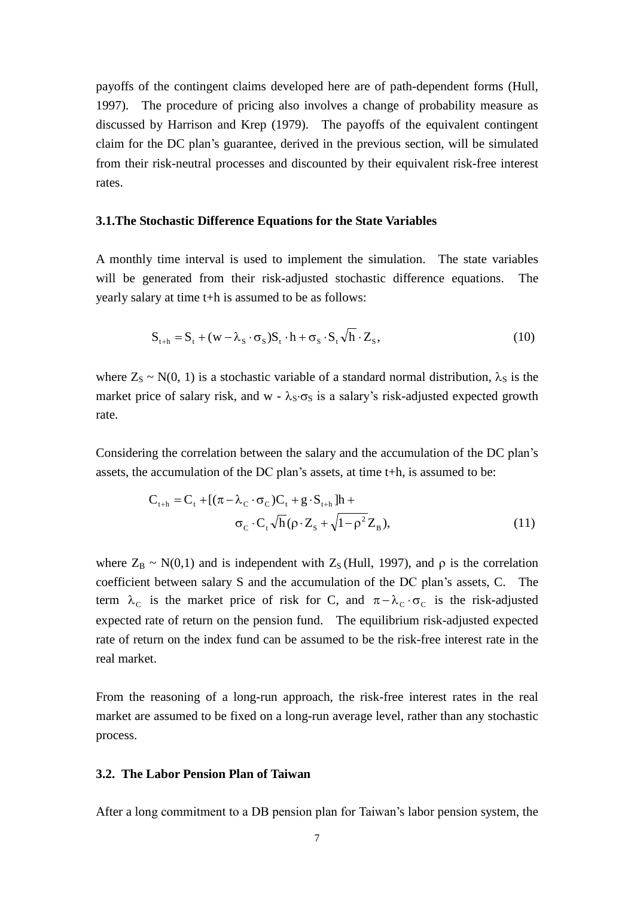payoffs of the contingent claims developed here are of path-dependent forms (Hull, 1997). The procedure of pricing also involves a change of probability measure as discussed by Harrison and Krep (1979). The payoffs of the equivalent contingent claim for the DC plan's guarantee, derived in the previous section, will be simulated from their risk-neutral processes and discounted by their equivalent risk-free interest rates.

### 3.1.The Stochastic Difference Equations for the State Variables

A monthly time interval is used to implement the simulation. The state variables will be generated from their risk-adjusted stochastic difference equations. The yearly salary at time t+h is assumed to be as follows:

$$S_{t+h} = S_t + (w - \lambda_S \cdot \sigma_S) S_t \cdot h + \sigma_S \cdot S_t \sqrt{h} \cdot Z_S, \tag{10}$$

where $Z_S \sim N(0, 1)$ is a stochastic variable of a standard normal distribution, $\lambda_S$ is the market price of salary risk, and $w - \lambda_S \cdot \sigma_S$ is a salary's risk-adjusted expected growth rate.

Considering the correlation between the salary and the accumulation of the DC plan's assets, the accumulation of the DC plan's assets, at time t+h, is assumed to be:

$$C_{t+h} = C_t + [(\pi - \lambda_C \cdot \sigma_C) C_t + g \cdot S_{t+h}] h + \sigma_C \cdot C_t \sqrt{h} (\rho \cdot Z_S + \sqrt{1-\rho^2} Z_B), \tag{11}$$

where $Z_B \sim N(0,1)$ and is independent with $Z_S$ (Hull, 1997), and $\rho$ is the correlation coefficient between salary S and the accumulation of the DC plan's assets, C. The term $\lambda_C$ is the market price of risk for C, and $\pi - \lambda_C \cdot \sigma_C$ is the risk-adjusted expected rate of return on the pension fund. The equilibrium risk-adjusted expected rate of return on the index fund can be assumed to be the risk-free interest rate in the real market.

From the reasoning of a long-run approach, the risk-free interest rates in the real market are assumed to be fixed on a long-run average level, rather than any stochastic process.

### 3.2. The Labor Pension Plan of Taiwan

After a long commitment to a DB pension plan for Taiwan's labor pension system, the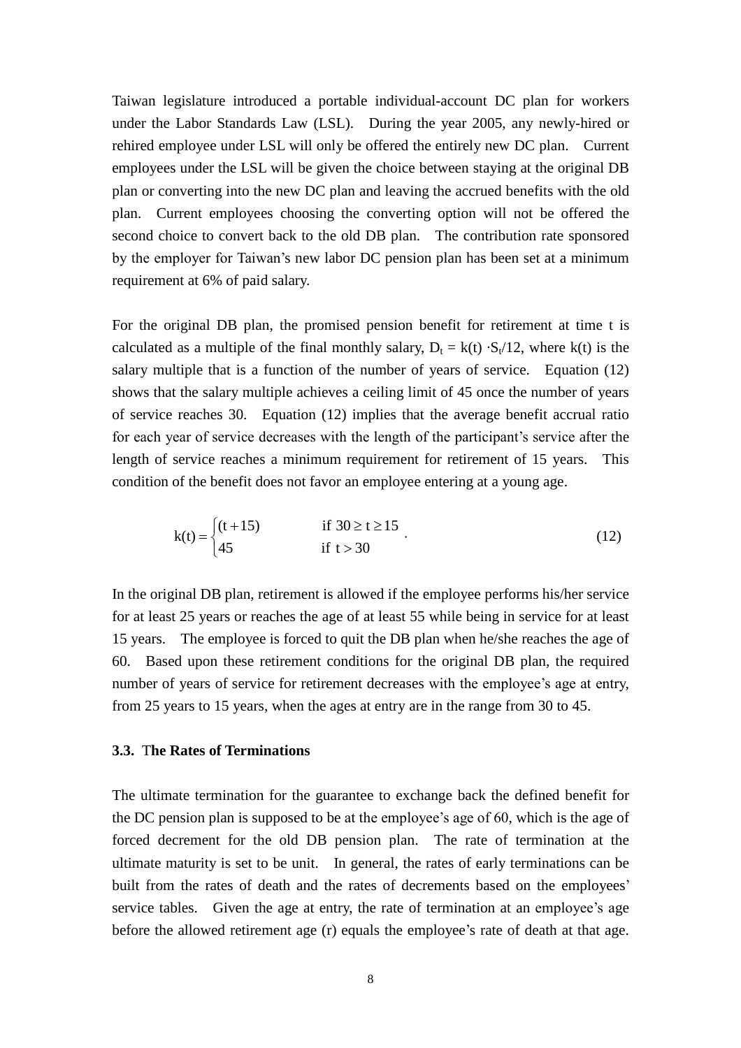Taiwan legislature introduced a portable individual-account DC plan for workers under the Labor Standards Law (LSL). During the year 2005, any newly-hired or rehired employee under LSL will only be offered the entirely new DC plan. Current employees under the LSL will be given the choice between staying at the original DB plan or converting into the new DC plan and leaving the accrued benefits with the old plan. Current employees choosing the converting option will not be offered the second choice to convert back to the old DB plan. The contribution rate sponsored by the employer for Taiwan's new labor DC pension plan has been set at a minimum requirement at 6% of paid salary.

For the original DB plan, the promised pension benefit for retirement at time t is calculated as a multiple of the final monthly salary, $D_t = k(t) \cdot S_t/12$, where k(t) is the salary multiple that is a function of the number of years of service. Equation (12) shows that the salary multiple achieves a ceiling limit of 45 once the number of years of service reaches 30. Equation (12) implies that the average benefit accrual ratio for each year of service decreases with the length of the participant's service after the length of service reaches a minimum requirement for retirement of 15 years. This condition of the benefit does not favor an employee entering at a young age.

$$k(t) = \begin{cases} (t+15) & \text{if } 30 \geq t \geq 15 \\ 45 & \text{if } t > 30 \end{cases}. \tag{12}$$

In the original DB plan, retirement is allowed if the employee performs his/her service for at least 25 years or reaches the age of at least 55 while being in service for at least 15 years. The employee is forced to quit the DB plan when he/she reaches the age of 60. Based upon these retirement conditions for the original DB plan, the required number of years of service for retirement decreases with the employee's age at entry, from 25 years to 15 years, when the ages at entry are in the range from 30 to 45.

### 3.3. The Rates of Terminations

The ultimate termination for the guarantee to exchange back the defined benefit for the DC pension plan is supposed to be at the employee's age of 60, which is the age of forced decrement for the old DB pension plan. The rate of termination at the ultimate maturity is set to be unit. In general, the rates of early terminations can be built from the rates of death and the rates of decrements based on the employees' service tables. Given the age at entry, the rate of termination at an employee's age before the allowed retirement age (r) equals the employee's rate of death at that age.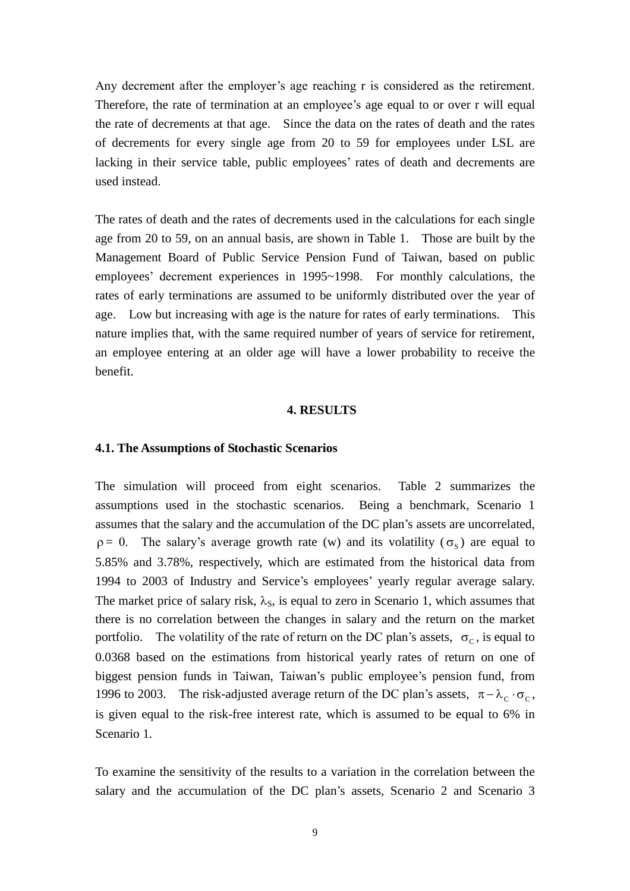Any decrement after the employer's age reaching r is considered as the retirement. Therefore, the rate of termination at an employee's age equal to or over r will equal the rate of decrements at that age. Since the data on the rates of death and the rates of decrements for every single age from 20 to 59 for employees under LSL are lacking in their service table, public employees' rates of death and decrements are used instead.

The rates of death and the rates of decrements used in the calculations for each single age from 20 to 59, on an annual basis, are shown in Table 1. Those are built by the Management Board of Public Service Pension Fund of Taiwan, based on public employees' decrement experiences in 1995~1998. For monthly calculations, the rates of early terminations are assumed to be uniformly distributed over the year of age. Low but increasing with age is the nature for rates of early terminations. This nature implies that, with the same required number of years of service for retirement, an employee entering at an older age will have a lower probability to receive the benefit.

## 4. RESULTS

### 4.1. The Assumptions of Stochastic Scenarios

The simulation will proceed from eight scenarios. Table 2 summarizes the assumptions used in the stochastic scenarios. Being a benchmark, Scenario 1 assumes that the salary and the accumulation of the DC plan's assets are uncorrelated, $\rho = 0$. The salary's average growth rate (w) and its volatility ($\sigma_S$) are equal to 5.85% and 3.78%, respectively, which are estimated from the historical data from 1994 to 2003 of Industry and Service's employees' yearly regular average salary. The market price of salary risk, $\lambda_S$, is equal to zero in Scenario 1, which assumes that there is no correlation between the changes in salary and the return on the market portfolio. The volatility of the rate of return on the DC plan's assets, $\sigma_C$, is equal to 0.0368 based on the estimations from historical yearly rates of return on one of biggest pension funds in Taiwan, Taiwan's public employee's pension fund, from 1996 to 2003. The risk-adjusted average return of the DC plan's assets, $\pi - \lambda_C \cdot \sigma_C$, is given equal to the risk-free interest rate, which is assumed to be equal to 6% in Scenario 1.

To examine the sensitivity of the results to a variation in the correlation between the salary and the accumulation of the DC plan's assets, Scenario 2 and Scenario 3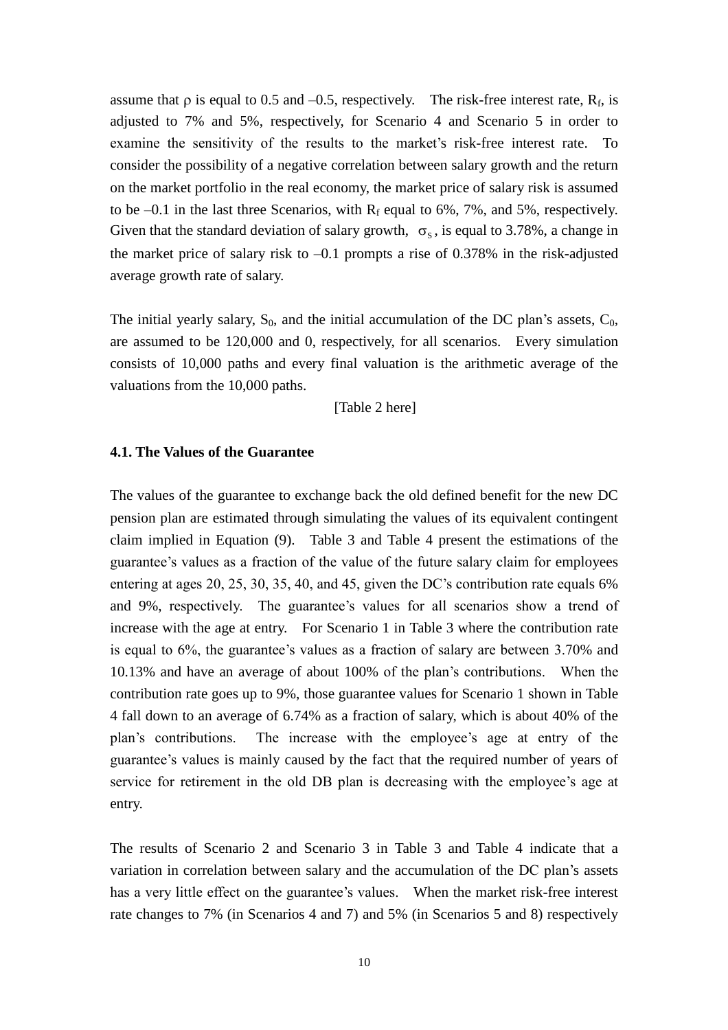assume that $\rho$ is equal to 0.5 and –0.5, respectively. The risk-free interest rate, $R_f$, is adjusted to 7% and 5%, respectively, for Scenario 4 and Scenario 5 in order to examine the sensitivity of the results to the market's risk-free interest rate. To consider the possibility of a negative correlation between salary growth and the return on the market portfolio in the real economy, the market price of salary risk is assumed to be –0.1 in the last three Scenarios, with $R_f$ equal to 6%, 7%, and 5%, respectively. Given that the standard deviation of salary growth, $\sigma_S$, is equal to 3.78%, a change in the market price of salary risk to –0.1 prompts a rise of 0.378% in the risk-adjusted average growth rate of salary.

The initial yearly salary, $S_0$, and the initial accumulation of the DC plan's assets, $C_0$, are assumed to be 120,000 and 0, respectively, for all scenarios. Every simulation consists of 10,000 paths and every final valuation is the arithmetic average of the valuations from the 10,000 paths.

[Table 2 here]

### 4.1. The Values of the Guarantee

The values of the guarantee to exchange back the old defined benefit for the new DC pension plan are estimated through simulating the values of its equivalent contingent claim implied in Equation (9). Table 3 and Table 4 present the estimations of the guarantee's values as a fraction of the value of the future salary claim for employees entering at ages 20, 25, 30, 35, 40, and 45, given the DC's contribution rate equals 6% and 9%, respectively. The guarantee's values for all scenarios show a trend of increase with the age at entry. For Scenario 1 in Table 3 where the contribution rate is equal to 6%, the guarantee's values as a fraction of salary are between 3.70% and 10.13% and have an average of about 100% of the plan's contributions. When the contribution rate goes up to 9%, those guarantee values for Scenario 1 shown in Table 4 fall down to an average of 6.74% as a fraction of salary, which is about 40% of the plan's contributions. The increase with the employee's age at entry of the guarantee's values is mainly caused by the fact that the required number of years of service for retirement in the old DB plan is decreasing with the employee's age at entry.

The results of Scenario 2 and Scenario 3 in Table 3 and Table 4 indicate that a variation in correlation between salary and the accumulation of the DC plan's assets has a very little effect on the guarantee's values. When the market risk-free interest rate changes to 7% (in Scenarios 4 and 7) and 5% (in Scenarios 5 and 8) respectively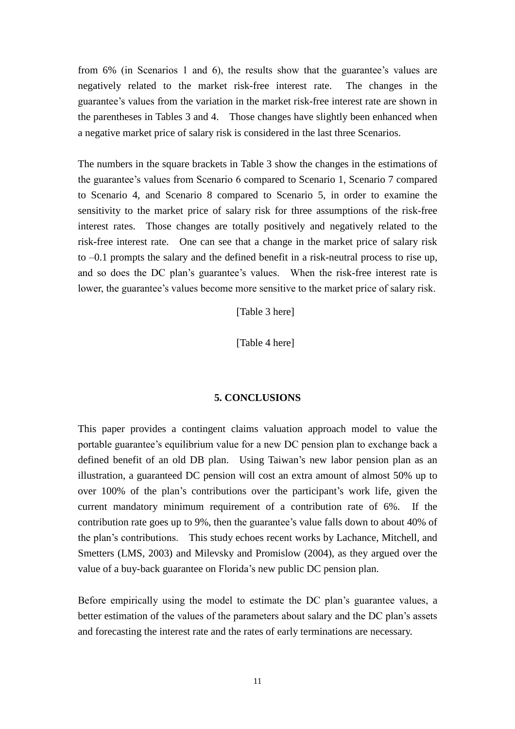from 6% (in Scenarios 1 and 6), the results show that the guarantee's values are negatively related to the market risk-free interest rate. The changes in the guarantee's values from the variation in the market risk-free interest rate are shown in the parentheses in Tables 3 and 4. Those changes have slightly been enhanced when a negative market price of salary risk is considered in the last three Scenarios.

The numbers in the square brackets in Table 3 show the changes in the estimations of the guarantee's values from Scenario 6 compared to Scenario 1, Scenario 7 compared to Scenario 4, and Scenario 8 compared to Scenario 5, in order to examine the sensitivity to the market price of salary risk for three assumptions of the risk-free interest rates. Those changes are totally positively and negatively related to the risk-free interest rate. One can see that a change in the market price of salary risk to –0.1 prompts the salary and the defined benefit in a risk-neutral process to rise up, and so does the DC plan's guarantee's values. When the risk-free interest rate is lower, the guarantee's values become more sensitive to the market price of salary risk.

[Table 3 here]

[Table 4 here]

## 5. CONCLUSIONS

This paper provides a contingent claims valuation approach model to value the portable guarantee's equilibrium value for a new DC pension plan to exchange back a defined benefit of an old DB plan. Using Taiwan's new labor pension plan as an illustration, a guaranteed DC pension will cost an extra amount of almost 50% up to over 100% of the plan's contributions over the participant's work life, given the current mandatory minimum requirement of a contribution rate of 6%. If the contribution rate goes up to 9%, then the guarantee's value falls down to about 40% of the plan's contributions. This study echoes recent works by Lachance, Mitchell, and Smetters (LMS, 2003) and Milevsky and Promislow (2004), as they argued over the value of a buy-back guarantee on Florida's new public DC pension plan.

Before empirically using the model to estimate the DC plan's guarantee values, a better estimation of the values of the parameters about salary and the DC plan's assets and forecasting the interest rate and the rates of early terminations are necessary.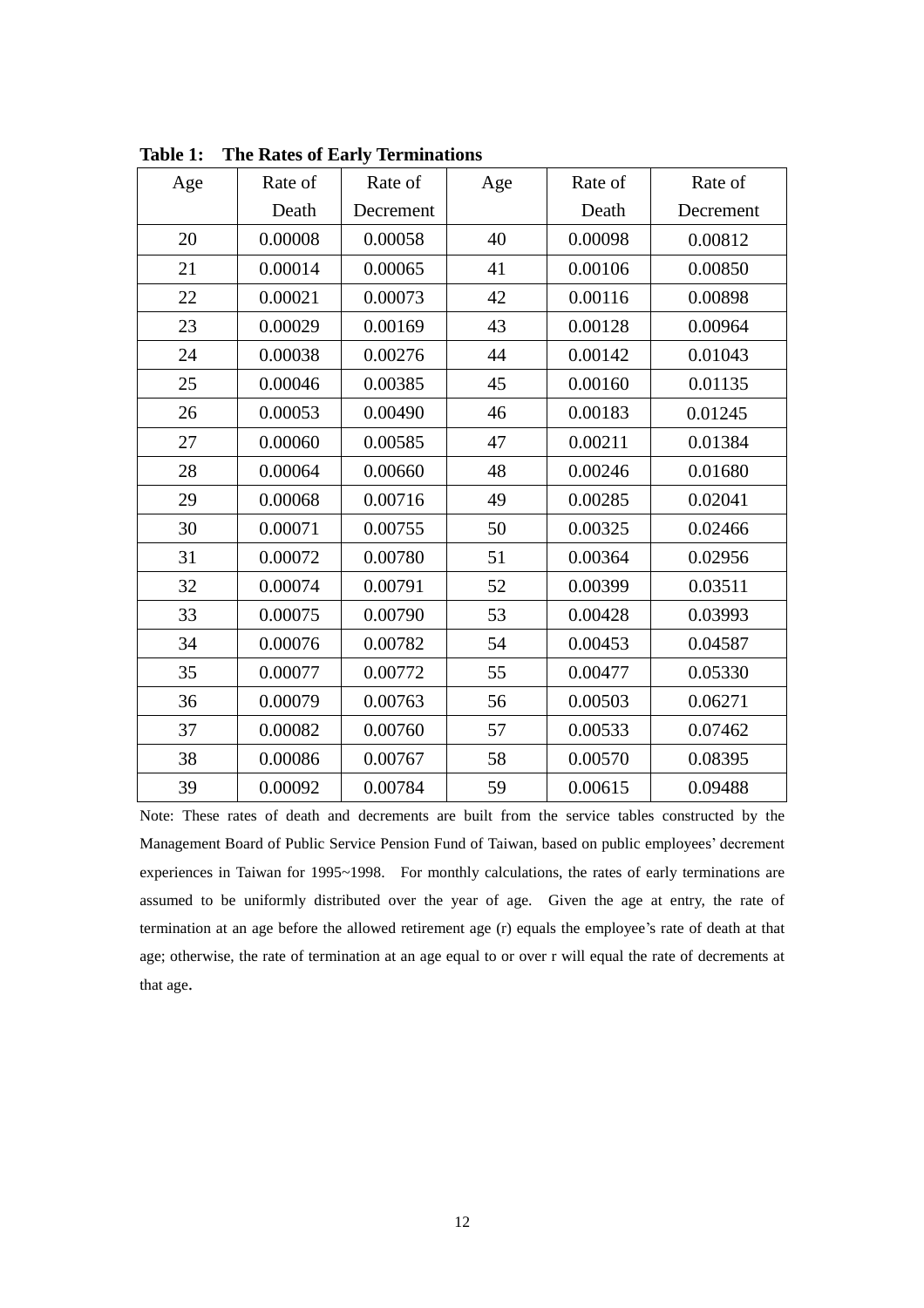**Table 1: The Rates of Early Terminations**

| Age | Rate of Death | Rate of Decrement | Age | Rate of Death | Rate of Decrement |
|---|---|---|---|---|---|
| 20 | 0.00008 | 0.00058 | 40 | 0.00098 | 0.00812 |
| 21 | 0.00014 | 0.00065 | 41 | 0.00106 | 0.00850 |
| 22 | 0.00021 | 0.00073 | 42 | 0.00116 | 0.00898 |
| 23 | 0.00029 | 0.00169 | 43 | 0.00128 | 0.00964 |
| 24 | 0.00038 | 0.00276 | 44 | 0.00142 | 0.01043 |
| 25 | 0.00046 | 0.00385 | 45 | 0.00160 | 0.01135 |
| 26 | 0.00053 | 0.00490 | 46 | 0.00183 | 0.01245 |
| 27 | 0.00060 | 0.00585 | 47 | 0.00211 | 0.01384 |
| 28 | 0.00064 | 0.00660 | 48 | 0.00246 | 0.01680 |
| 29 | 0.00068 | 0.00716 | 49 | 0.00285 | 0.02041 |
| 30 | 0.00071 | 0.00755 | 50 | 0.00325 | 0.02466 |
| 31 | 0.00072 | 0.00780 | 51 | 0.00364 | 0.02956 |
| 32 | 0.00074 | 0.00791 | 52 | 0.00399 | 0.03511 |
| 33 | 0.00075 | 0.00790 | 53 | 0.00428 | 0.03993 |
| 34 | 0.00076 | 0.00782 | 54 | 0.00453 | 0.04587 |
| 35 | 0.00077 | 0.00772 | 55 | 0.00477 | 0.05330 |
| 36 | 0.00079 | 0.00763 | 56 | 0.00503 | 0.06271 |
| 37 | 0.00082 | 0.00760 | 57 | 0.00533 | 0.07462 |
| 38 | 0.00086 | 0.00767 | 58 | 0.00570 | 0.08395 |
| 39 | 0.00092 | 0.00784 | 59 | 0.00615 | 0.09488 |

Note: These rates of death and decrements are built from the service tables constructed by the Management Board of Public Service Pension Fund of Taiwan, based on public employees' decrement experiences in Taiwan for 1995~1998. For monthly calculations, the rates of early terminations are assumed to be uniformly distributed over the year of age. Given the age at entry, the rate of termination at an age before the allowed retirement age (r) equals the employee's rate of death at that age; otherwise, the rate of termination at an age equal to or over r will equal the rate of decrements at that age.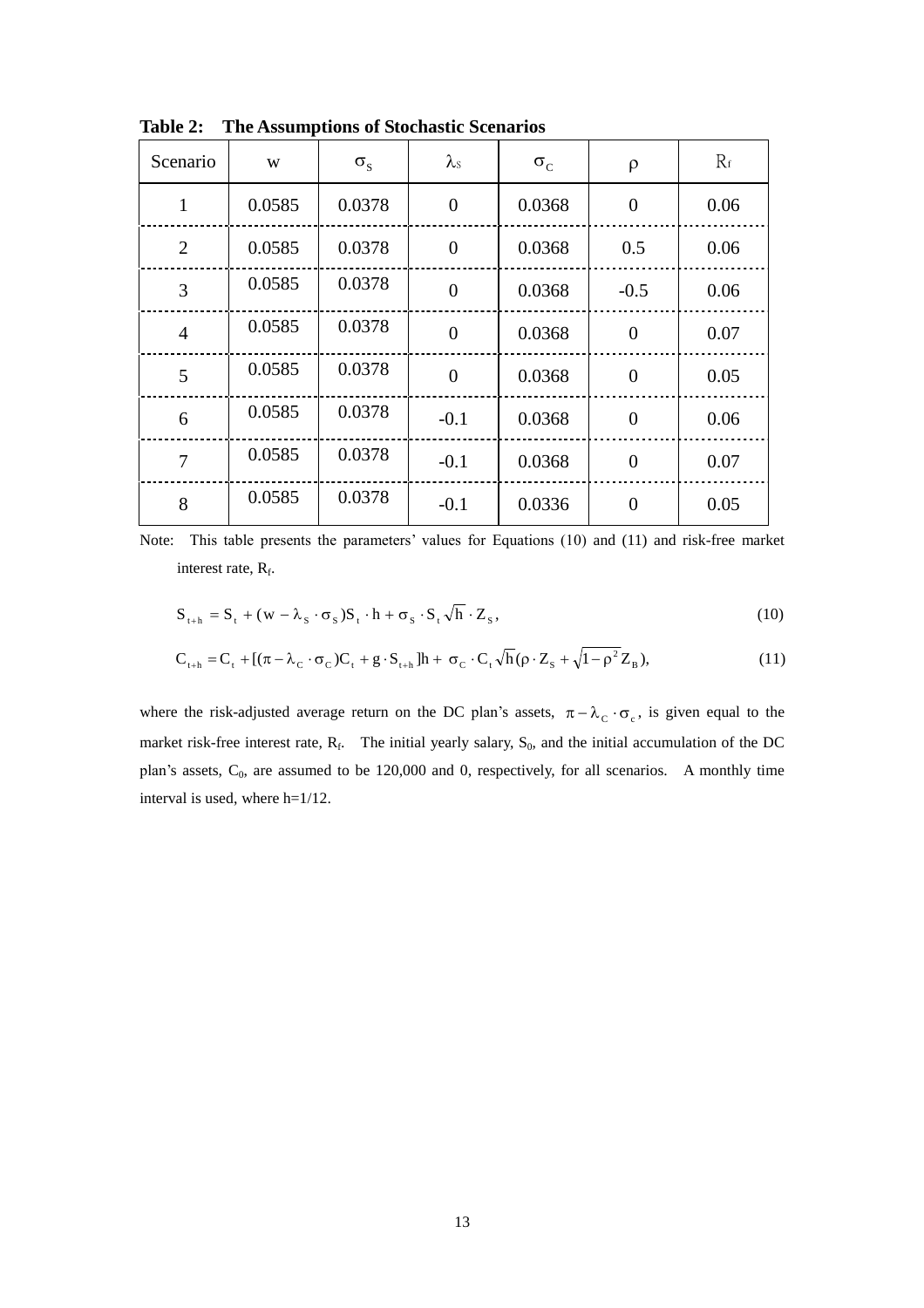**Table 2: The Assumptions of Stochastic Scenarios**

| Scenario | w | $\sigma_S$ | $\lambda_S$ | $\sigma_C$ | $\rho$ | $R_f$ |
|---|---|---|---|---|---|---|
| 1 | 0.0585 | 0.0378 | 0 | 0.0368 | 0 | 0.06 |
| 2 | 0.0585 | 0.0378 | 0 | 0.0368 | 0.5 | 0.06 |
| 3 | 0.0585 | 0.0378 | 0 | 0.0368 | -0.5 | 0.06 |
| 4 | 0.0585 | 0.0378 | 0 | 0.0368 | 0 | 0.07 |
| 5 | 0.0585 | 0.0378 | 0 | 0.0368 | 0 | 0.05 |
| 6 | 0.0585 | 0.0378 | -0.1 | 0.0368 | 0 | 0.06 |
| 7 | 0.0585 | 0.0378 | -0.1 | 0.0368 | 0 | 0.07 |
| 8 | 0.0585 | 0.0378 | -0.1 | 0.0336 | 0 | 0.05 |

Note: This table presents the parameters' values for Equations (10) and (11) and risk-free market interest rate, $R_f$.

$$S_{t+h} = S_t + (w - \lambda_S \cdot \sigma_S) S_t \cdot h + \sigma_S \cdot S_t \sqrt{h} \cdot Z_S, \tag{10}$$

$$C_{t+h} = C_t + [(\pi - \lambda_C \cdot \sigma_C) C_t + g \cdot S_{t+h}] h + \sigma_C \cdot C_t \sqrt{h} (\rho \cdot Z_S + \sqrt{1-\rho^2} Z_B), \tag{11}$$

where the risk-adjusted average return on the DC plan's assets, $\pi - \lambda_C \cdot \sigma_c$, is given equal to the market risk-free interest rate, $R_f$. The initial yearly salary, $S_0$, and the initial accumulation of the DC plan's assets, $C_0$, are assumed to be 120,000 and 0, respectively, for all scenarios. A monthly time interval is used, where h=1/12.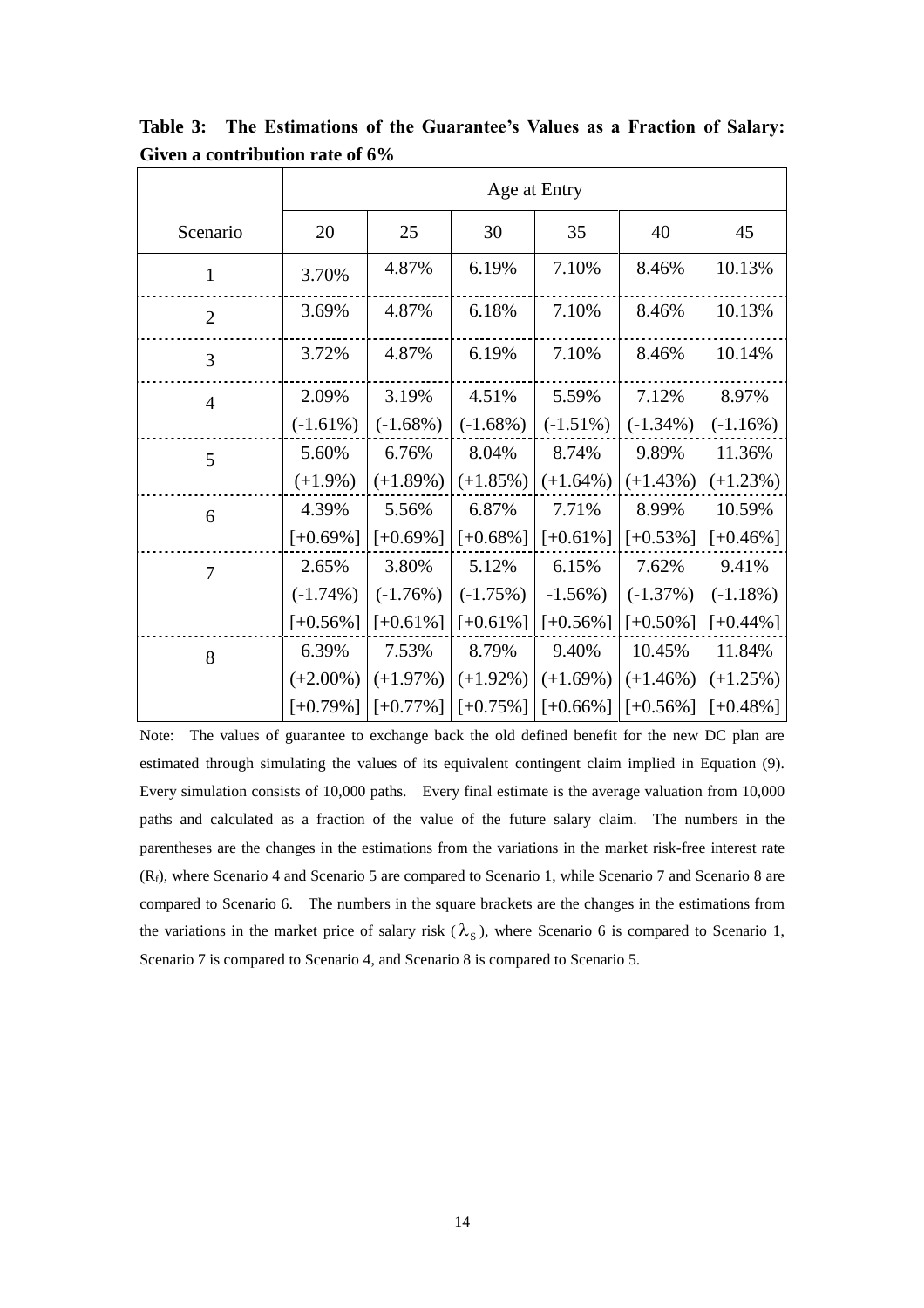**Table 3: The Estimations of the Guarantee's Values as a Fraction of Salary: Given a contribution rate of 6%**

| | Age at Entry | | | | | |
|---|---|---|---|---|---|---|
| Scenario | 20 | 25 | 30 | 35 | 40 | 45 |
| 1 | 3.70% | 4.87% | 6.19% | 7.10% | 8.46% | 10.13% |
| 2 | 3.69% | 4.87% | 6.18% | 7.10% | 8.46% | 10.13% |
| 3 | 3.72% | 4.87% | 6.19% | 7.10% | 8.46% | 10.14% |
| 4 | 2.09% (-1.61%) | 3.19% (-1.68%) | 4.51% (-1.68%) | 5.59% (-1.51%) | 7.12% (-1.34%) | 8.97% (-1.16%) |
| 5 | 5.60% (+1.9%) | 6.76% (+1.89%) | 8.04% (+1.85%) | 8.74% (+1.64%) | 9.89% (+1.43%) | 11.36% (+1.23%) |
| 6 | 4.39% [+0.69%] | 5.56% [+0.69%] | 6.87% [+0.68%] | 7.71% [+0.61%] | 8.99% [+0.53%] | 10.59% [+0.46%] |
| 7 | 2.65% (-1.74%) [+0.56%] | 3.80% (-1.76%) [+0.61%] | 5.12% (-1.75%) [+0.61%] | 6.15% -1.56%) [+0.56%] | 7.62% (-1.37%) [+0.50%] | 9.41% (-1.18%) [+0.44%] |
| 8 | 6.39% (+2.00%) [+0.79%] | 7.53% (+1.97%) [+0.77%] | 8.79% (+1.92%) [+0.75%] | 9.40% (+1.69%) [+0.66%] | 10.45% (+1.46%) [+0.56%] | 11.84% (+1.25%) [+0.48%] |

Note: The values of guarantee to exchange back the old defined benefit for the new DC plan are estimated through simulating the values of its equivalent contingent claim implied in Equation (9). Every simulation consists of 10,000 paths. Every final estimate is the average valuation from 10,000 paths and calculated as a fraction of the value of the future salary claim. The numbers in the parentheses are the changes in the estimations from the variations in the market risk-free interest rate ($R_f$), where Scenario 4 and Scenario 5 are compared to Scenario 1, while Scenario 7 and Scenario 8 are compared to Scenario 6. The numbers in the square brackets are the changes in the estimations from the variations in the market price of salary risk ($\lambda_S$), where Scenario 6 is compared to Scenario 1, Scenario 7 is compared to Scenario 4, and Scenario 8 is compared to Scenario 5.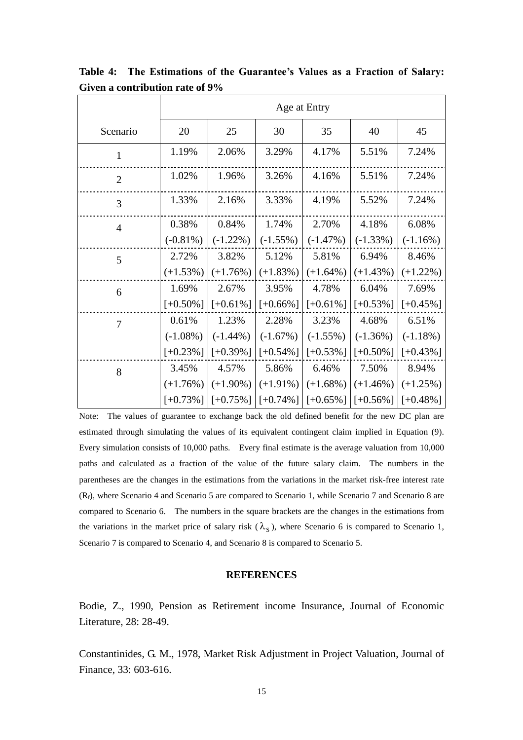**Table 4: The Estimations of the Guarantee's Values as a Fraction of Salary: Given a contribution rate of 9%**

| | Age at Entry | | | | | |
|---|---|---|---|---|---|---|
| Scenario | 20 | 25 | 30 | 35 | 40 | 45 |
| 1 | 1.19% | 2.06% | 3.29% | 4.17% | 5.51% | 7.24% |
| 2 | 1.02% | 1.96% | 3.26% | 4.16% | 5.51% | 7.24% |
| 3 | 1.33% | 2.16% | 3.33% | 4.19% | 5.52% | 7.24% |
| 4 | 0.38% (-0.81%) | 0.84% (-1.22%) | 1.74% (-1.55%) | 2.70% (-1.47%) | 4.18% (-1.33%) | 6.08% (-1.16%) |
| 5 | 2.72% (+1.53%) | 3.82% (+1.76%) | 5.12% (+1.83%) | 5.81% (+1.64%) | 6.94% (+1.43%) | 8.46% (+1.22%) |
| 6 | 1.69% [+0.50%] | 2.67% [+0.61%] | 3.95% [+0.66%] | 4.78% [+0.61%] | 6.04% [+0.53%] | 7.69% [+0.45%] |
| 7 | 0.61% (-1.08%) [+0.23%] | 1.23% (-1.44%) [+0.39%] | 2.28% (-1.67%) [+0.54%] | 3.23% (-1.55%) [+0.53%] | 4.68% (-1.36%) [+0.50%] | 6.51% (-1.18%) [+0.43%] |
| 8 | 3.45% (+1.76%) [+0.73%] | 4.57% (+1.90%) [+0.75%] | 5.86% (+1.91%) [+0.74%] | 6.46% (+1.68%) [+0.65%] | 7.50% (+1.46%) [+0.56%] | 8.94% (+1.25%) [+0.48%] |

Note: The values of guarantee to exchange back the old defined benefit for the new DC plan are estimated through simulating the values of its equivalent contingent claim implied in Equation (9). Every simulation consists of 10,000 paths. Every final estimate is the average valuation from 10,000 paths and calculated as a fraction of the value of the future salary claim. The numbers in the parentheses are the changes in the estimations from the variations in the market risk-free interest rate ($R_f$), where Scenario 4 and Scenario 5 are compared to Scenario 1, while Scenario 7 and Scenario 8 are compared to Scenario 6. The numbers in the square brackets are the changes in the estimations from the variations in the market price of salary risk ($\lambda_S$), where Scenario 6 is compared to Scenario 1, Scenario 7 is compared to Scenario 4, and Scenario 8 is compared to Scenario 5.

## REFERENCES

Bodie, Z., 1990, Pension as Retirement income Insurance, Journal of Economic Literature, 28: 28-49.

Constantinides, G. M., 1978, Market Risk Adjustment in Project Valuation, Journal of Finance, 33: 603-616.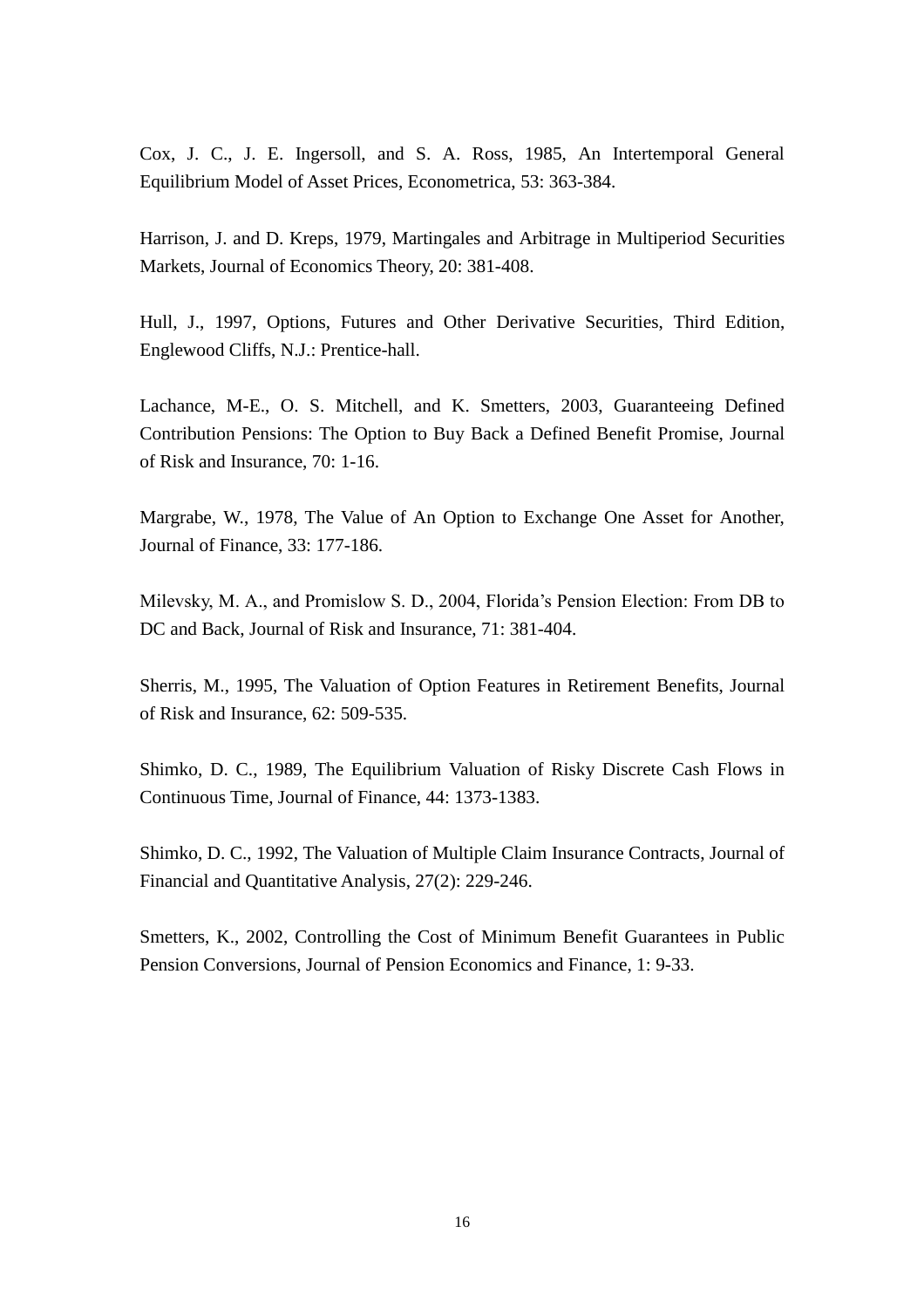Cox, J. C., J. E. Ingersoll, and S. A. Ross, 1985, An Intertemporal General Equilibrium Model of Asset Prices, Econometrica, 53: 363-384.

Harrison, J. and D. Kreps, 1979, Martingales and Arbitrage in Multiperiod Securities Markets, Journal of Economics Theory, 20: 381-408.

Hull, J., 1997, Options, Futures and Other Derivative Securities, Third Edition, Englewood Cliffs, N.J.: Prentice-hall.

Lachance, M-E., O. S. Mitchell, and K. Smetters, 2003, Guaranteeing Defined Contribution Pensions: The Option to Buy Back a Defined Benefit Promise, Journal of Risk and Insurance, 70: 1-16.

Margrabe, W., 1978, The Value of An Option to Exchange One Asset for Another, Journal of Finance, 33: 177-186.

Milevsky, M. A., and Promislow S. D., 2004, Florida's Pension Election: From DB to DC and Back, Journal of Risk and Insurance, 71: 381-404.

Sherris, M., 1995, The Valuation of Option Features in Retirement Benefits, Journal of Risk and Insurance, 62: 509-535.

Shimko, D. C., 1989, The Equilibrium Valuation of Risky Discrete Cash Flows in Continuous Time, Journal of Finance, 44: 1373-1383.

Shimko, D. C., 1992, The Valuation of Multiple Claim Insurance Contracts, Journal of Financial and Quantitative Analysis, 27(2): 229-246.

Smetters, K., 2002, Controlling the Cost of Minimum Benefit Guarantees in Public Pension Conversions, Journal of Pension Economics and Finance, 1: 9-33.